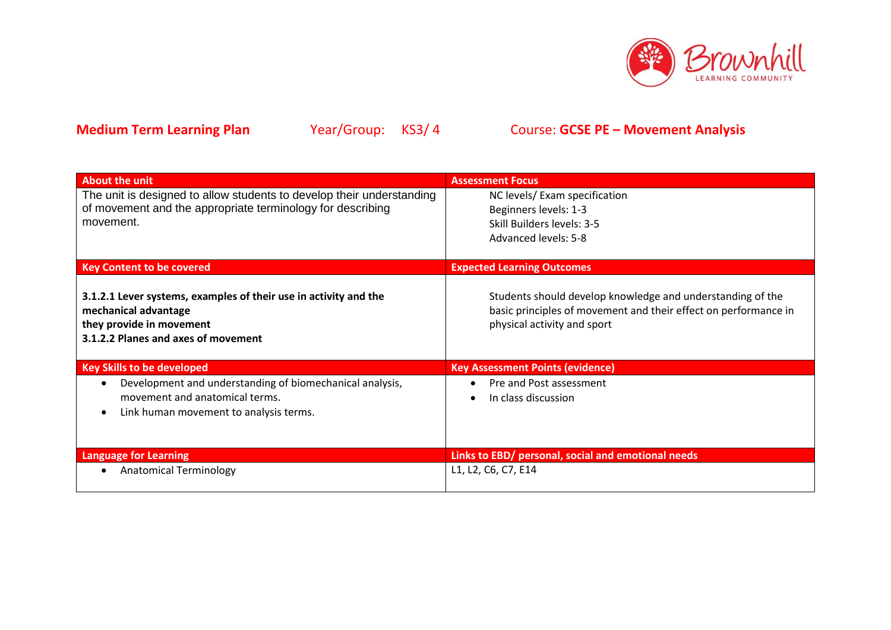**Medium Term Learning Plan** Year/Group: KS3/ 4 Course: **GCSE PE – Movement Analysis**

| About the unit | Assessment Focus |
|---|---|
| The unit is designed to allow students to develop their understanding of movement and the appropriate terminology for describing movement. | NC levels/ Exam specification<br>Beginners levels: 1-3<br>Skill Builders levels: 3-5<br>Advanced levels: 5-8 |
| **Key Content to be covered** | **Expected Learning Outcomes** |
| **3.1.2.1 Lever systems, examples of their use in activity and the mechanical advantage they provide in movement**<br>**3.1.2.2 Planes and axes of movement** | Students should develop knowledge and understanding of the basic principles of movement and their effect on performance in physical activity and sport |
| **Key Skills to be developed** | **Key Assessment Points (evidence)** |
| • Development and understanding of biomechanical analysis, movement and anatomical terms.<br>• Link human movement to analysis terms. | • Pre and Post assessment<br>• In class discussion |
| **Language for Learning** | **Links to EBD/ personal, social and emotional needs** |
| • Anatomical Terminology | L1, L2, C6, C7, E14 |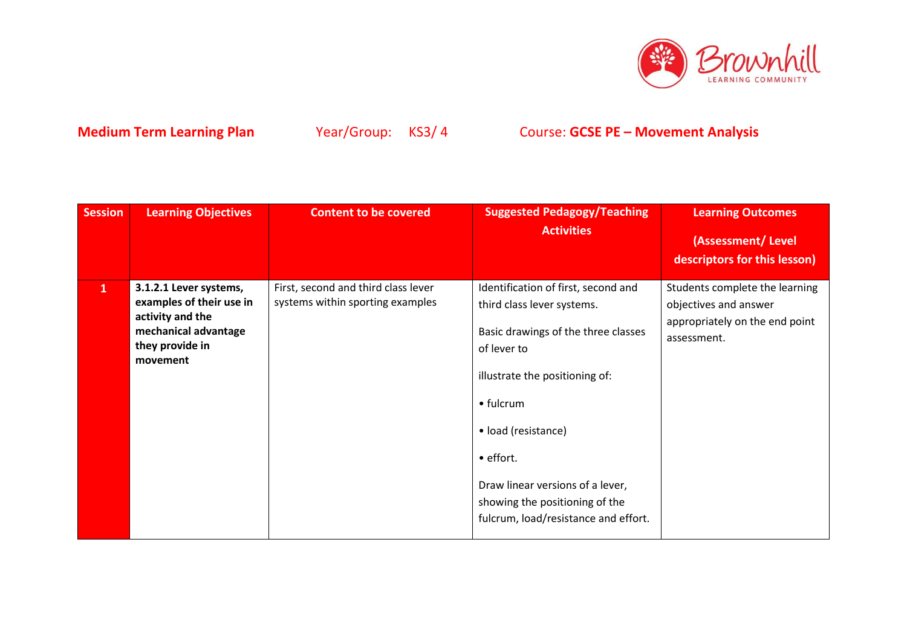**Medium Term Learning Plan** Year/Group: KS3/ 4 Course: **GCSE PE – Movement Analysis**

| Session | Learning Objectives | Content to be covered | Suggested Pedagogy/Teaching Activities | Learning Outcomes (Assessment/ Level descriptors for this lesson) |
|---|---|---|---|---|
| 1 | **3.1.2.1 Lever systems, examples of their use in activity and the mechanical advantage they provide in movement** | First, second and third class lever systems within sporting examples | Identification of first, second and third class lever systems.<br><br>Basic drawings of the three classes of lever to<br><br>illustrate the positioning of:<br><br>• fulcrum<br><br>• load (resistance)<br><br>• effort.<br><br>Draw linear versions of a lever, showing the positioning of the fulcrum, load/resistance and effort. | Students complete the learning objectives and answer appropriately on the end point assessment. |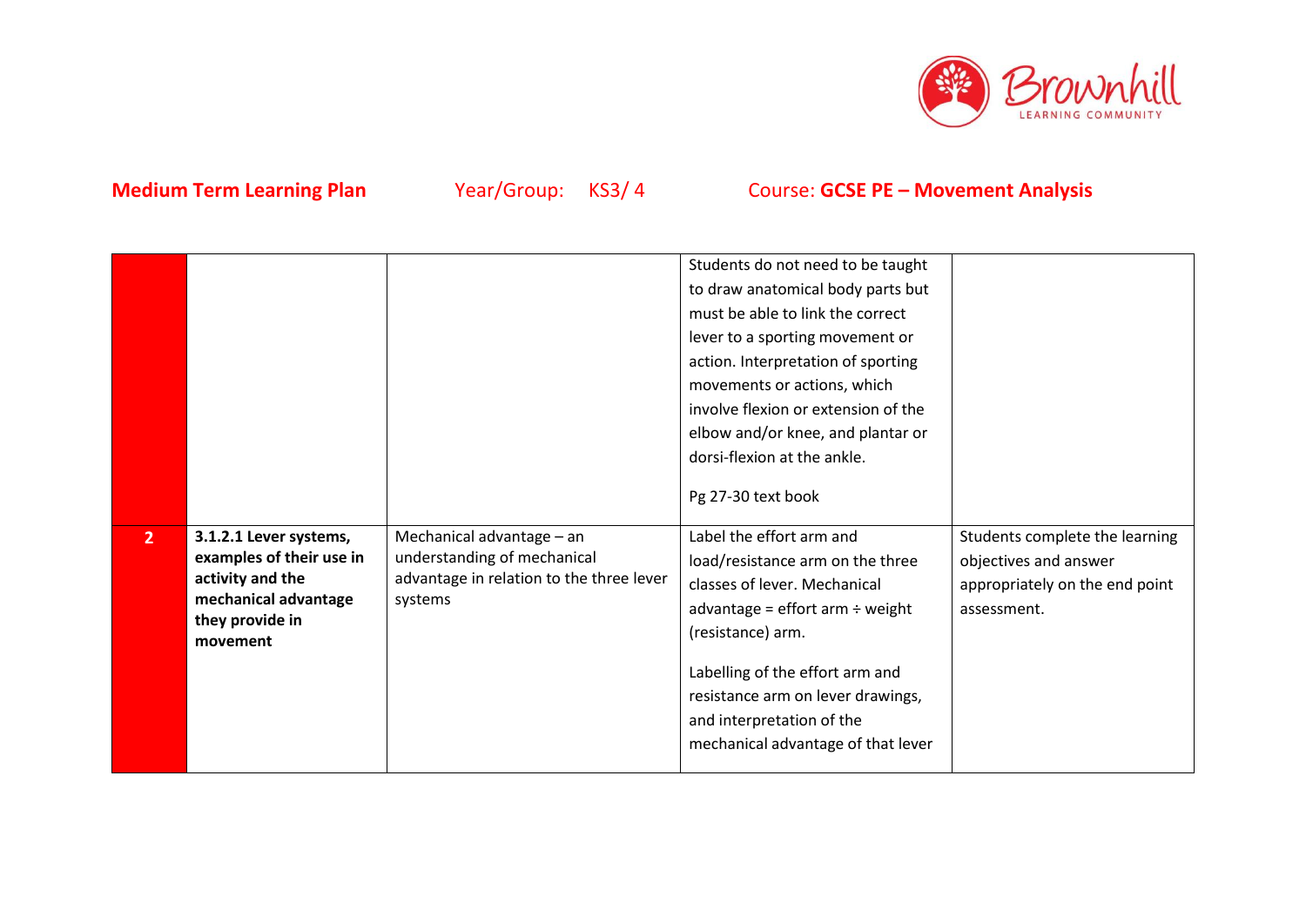**Medium Term Learning Plan** Year/Group: KS3/ 4 Course: **GCSE PE – Movement Analysis**

| | | | | |
|---|---|---|---|---|
| | | | Students do not need to be taught to draw anatomical body parts but must be able to link the correct lever to a sporting movement or action. Interpretation of sporting movements or actions, which involve flexion or extension of the elbow and/or knee, and plantar or dorsi-flexion at the ankle.<br><br>Pg 27-30 text book | |
| **2** | **3.1.2.1 Lever systems, examples of their use in activity and the mechanical advantage they provide in movement** | Mechanical advantage – an understanding of mechanical advantage in relation to the three lever systems | Label the effort arm and load/resistance arm on the three classes of lever. Mechanical advantage = effort arm ÷ weight (resistance) arm.<br><br>Labelling of the effort arm and resistance arm on lever drawings, and interpretation of the mechanical advantage of that lever | Students complete the learning objectives and answer appropriately on the end point assessment. |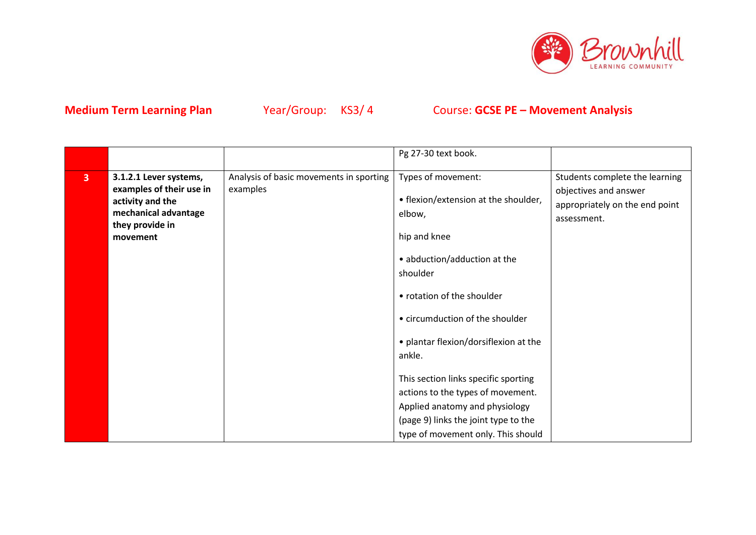**Medium Term Learning Plan** Year/Group: KS3/ 4 Course: **GCSE PE – Movement Analysis**

| | | | | |
|---|---|---|---|---|
| | | | Pg 27-30 text book. | |
| **3** | **3.1.2.1 Lever systems, examples of their use in activity and the mechanical advantage they provide in movement** | Analysis of basic movements in sporting examples | Types of movement:<br><br>• flexion/extension at the shoulder, elbow,<br><br>hip and knee<br><br>• abduction/adduction at the shoulder<br><br>• rotation of the shoulder<br><br>• circumduction of the shoulder<br><br>• plantar flexion/dorsiflexion at the ankle.<br><br>This section links specific sporting actions to the types of movement. Applied anatomy and physiology (page 9) links the joint type to the type of movement only. This should | Students complete the learning objectives and answer appropriately on the end point assessment. |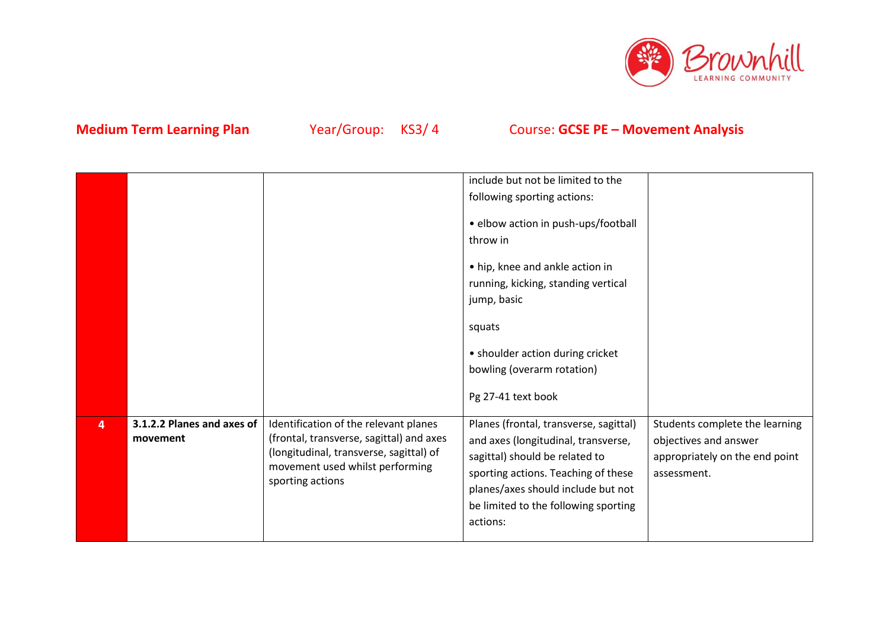**Medium Term Learning Plan** Year/Group: KS3/ 4 Course: **GCSE PE – Movement Analysis**

| | | | | |
|---|---|---|---|---|
| | | | include but not be limited to the following sporting actions:<br><br>• elbow action in push-ups/football throw in<br><br>• hip, knee and ankle action in running, kicking, standing vertical jump, basic<br><br>squats<br><br>• shoulder action during cricket bowling (overarm rotation)<br><br>Pg 27-41 text book | |
| 4 | **3.1.2.2 Planes and axes of movement** | Identification of the relevant planes (frontal, transverse, sagittal) and axes (longitudinal, transverse, sagittal) of movement used whilst performing sporting actions | Planes (frontal, transverse, sagittal) and axes (longitudinal, transverse, sagittal) should be related to sporting actions. Teaching of these planes/axes should include but not be limited to the following sporting actions: | Students complete the learning objectives and answer appropriately on the end point assessment. |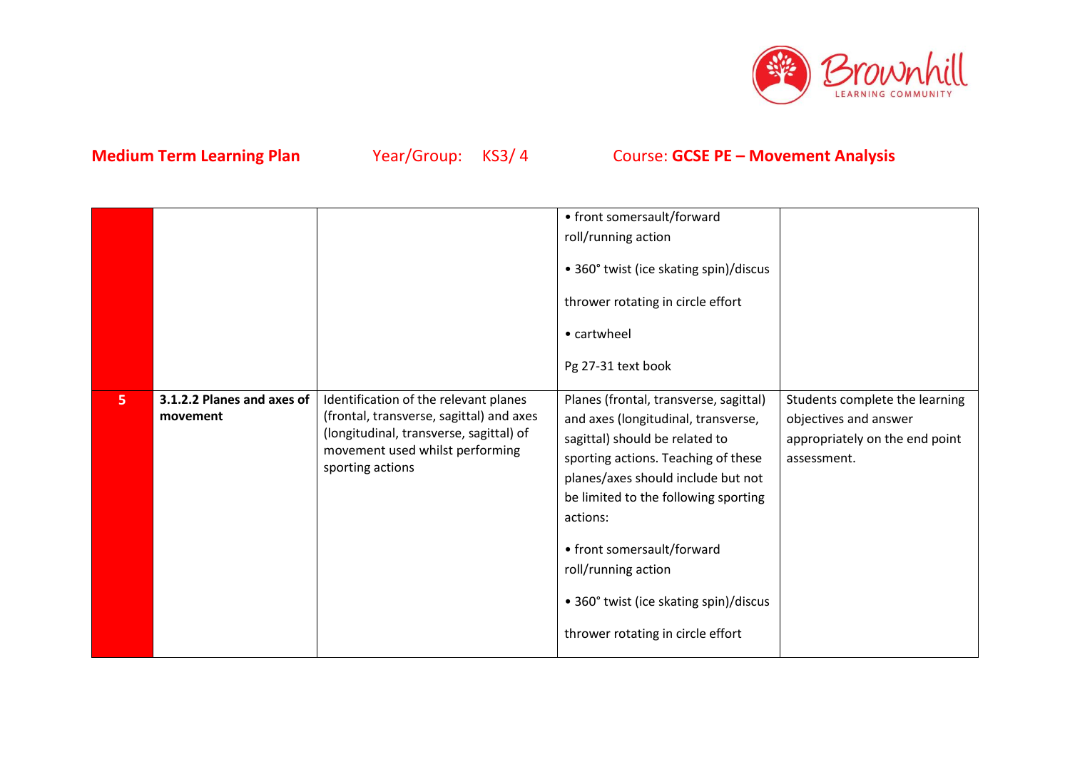**Medium Term Learning Plan** Year/Group: KS3/ 4 Course: **GCSE PE – Movement Analysis**

| | | | | |
|---|---|---|---|---|
| | | | • front somersault/forward roll/running action<br><br>• 360° twist (ice skating spin)/discus thrower rotating in circle effort<br><br>• cartwheel<br><br>Pg 27-31 text book | |
| **5** | **3.1.2.2 Planes and axes of movement** | Identification of the relevant planes (frontal, transverse, sagittal) and axes (longitudinal, transverse, sagittal) of movement used whilst performing sporting actions | Planes (frontal, transverse, sagittal) and axes (longitudinal, transverse, sagittal) should be related to sporting actions. Teaching of these planes/axes should include but not be limited to the following sporting actions:<br><br>• front somersault/forward roll/running action<br><br>• 360° twist (ice skating spin)/discus thrower rotating in circle effort | Students complete the learning objectives and answer appropriately on the end point assessment. |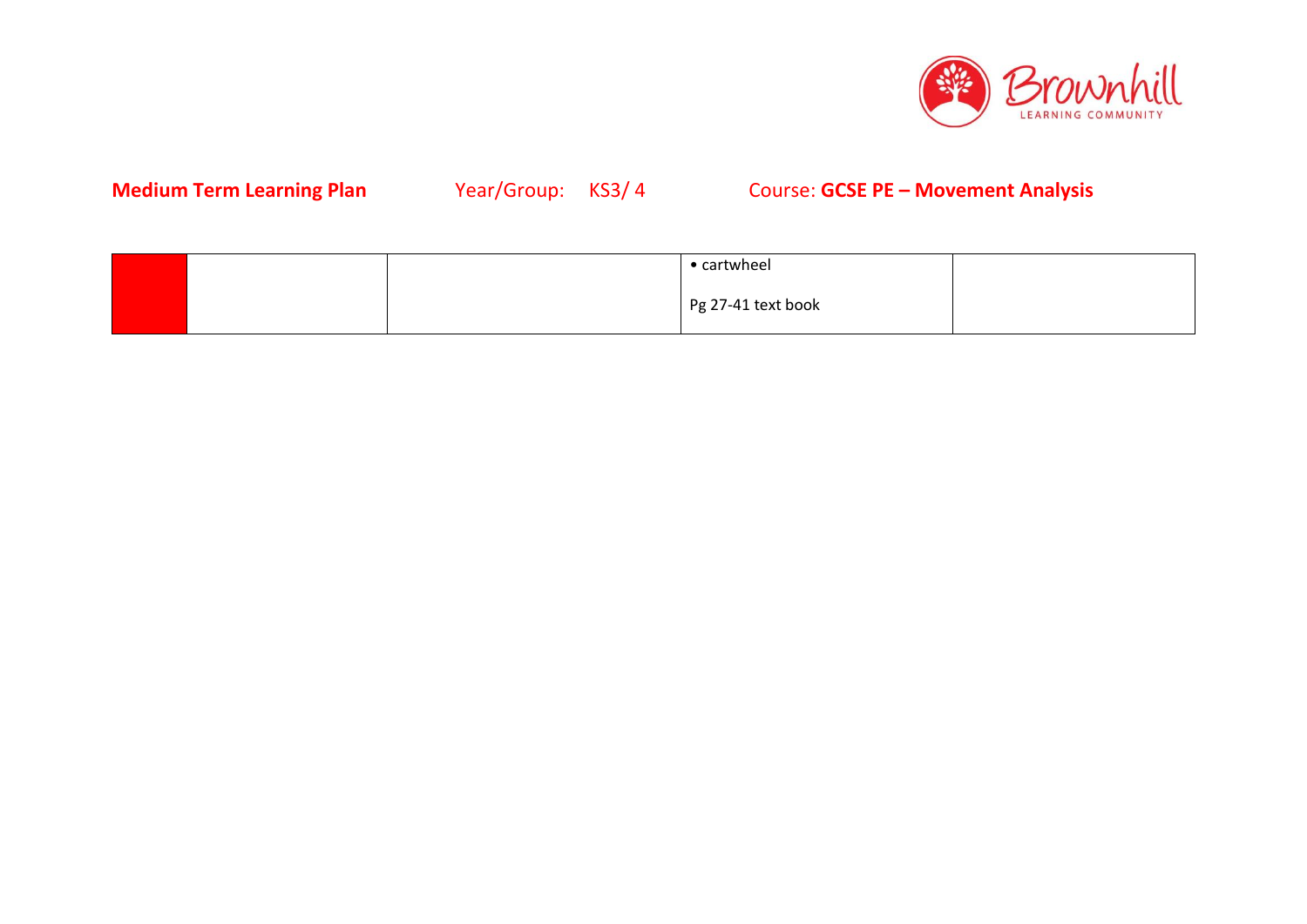**Medium Term Learning Plan** Year/Group: KS3/ 4 Course: **GCSE PE – Movement Analysis**

| | | | | |
|---|---|---|---|---|
| | | | • cartwheel<br><br>Pg 27-41 text book | |